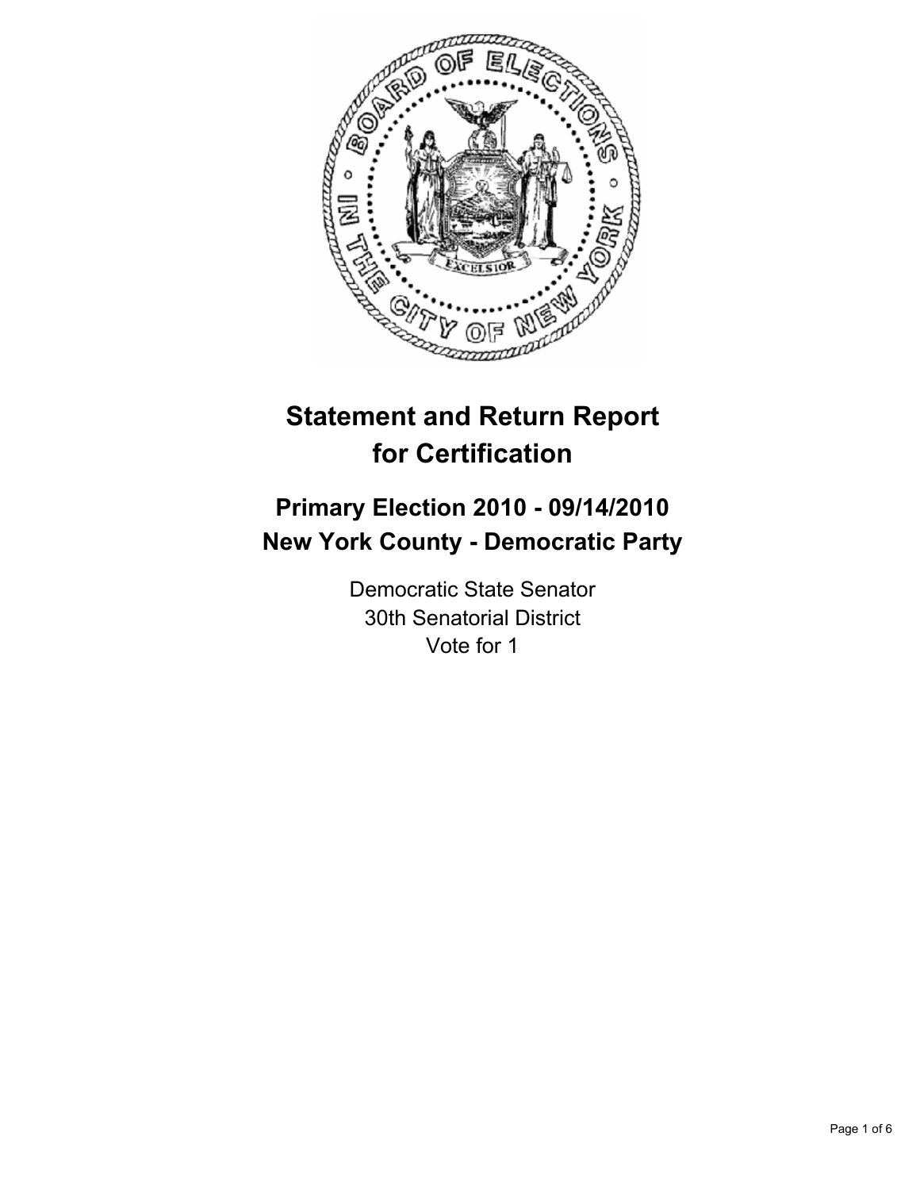# Statement and Return Report for Certification

## Primary Election 2010 - 09/14/2010
## New York County - Democratic Party

Democratic State Senator
30th Senatorial District
Vote for 1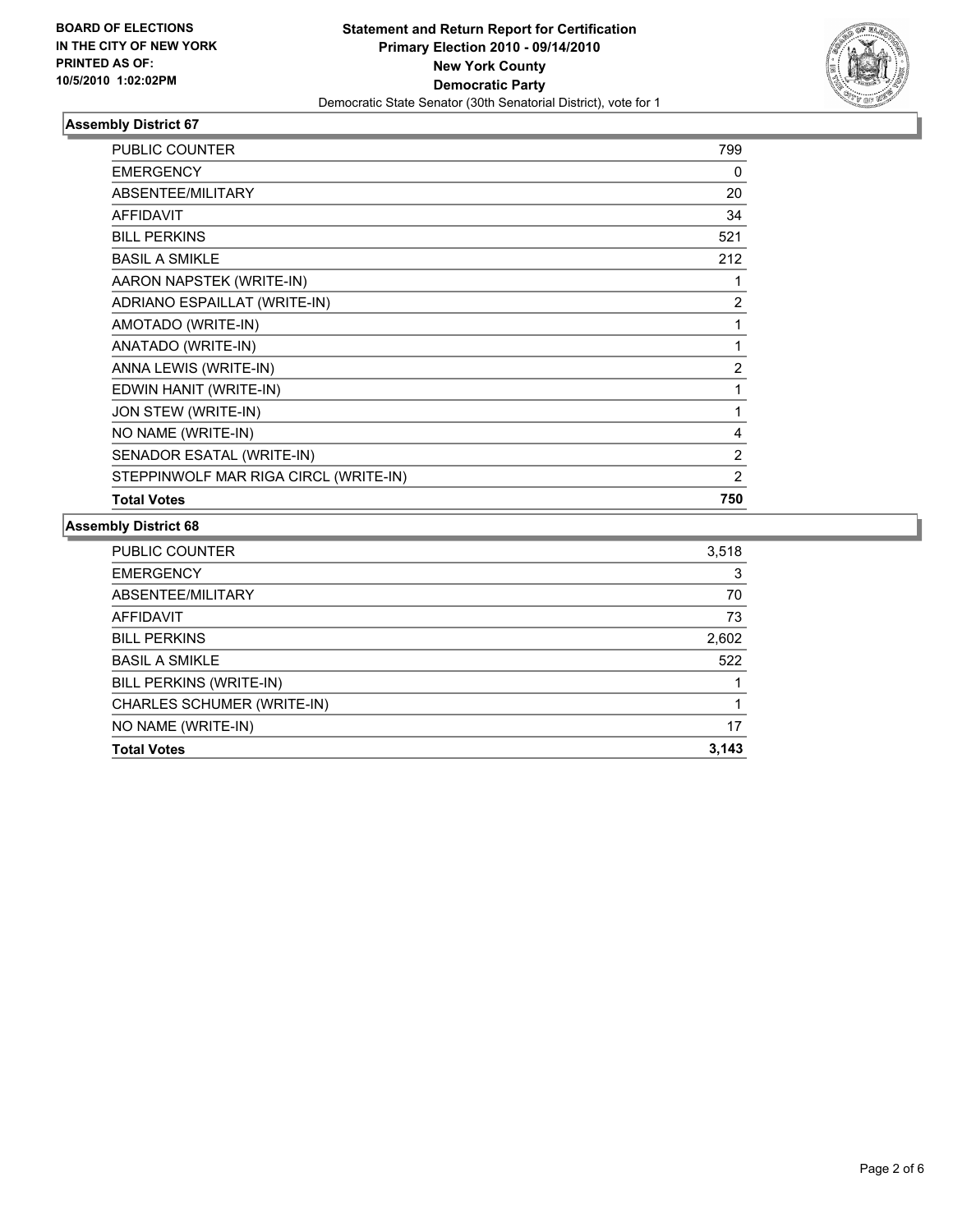**BOARD OF ELECTIONS**
**IN THE CITY OF NEW YORK**
**PRINTED AS OF:**
**10/5/2010 1:02:02PM**

**Statement and Return Report for Certification**
**Primary Election 2010 - 09/14/2010**
**New York County**
**Democratic Party**
Democratic State Senator (30th Senatorial District), vote for 1

### Assembly District 67

| | |
|---|---|
| PUBLIC COUNTER | 799 |
| EMERGENCY | 0 |
| ABSENTEE/MILITARY | 20 |
| AFFIDAVIT | 34 |
| BILL PERKINS | 521 |
| BASIL A SMIKLE | 212 |
| AARON NAPSTEK (WRITE-IN) | 1 |
| ADRIANO ESPAILLAT (WRITE-IN) | 2 |
| AMOTADO (WRITE-IN) | 1 |
| ANATADO (WRITE-IN) | 1 |
| ANNA LEWIS (WRITE-IN) | 2 |
| EDWIN HANIT (WRITE-IN) | 1 |
| JON STEW (WRITE-IN) | 1 |
| NO NAME (WRITE-IN) | 4 |
| SENADOR ESATAL (WRITE-IN) | 2 |
| STEPPINWOLF MAR RIGA CIRCL (WRITE-IN) | 2 |
| **Total Votes** | **750** |

### Assembly District 68

| | |
|---|---|
| PUBLIC COUNTER | 3,518 |
| EMERGENCY | 3 |
| ABSENTEE/MILITARY | 70 |
| AFFIDAVIT | 73 |
| BILL PERKINS | 2,602 |
| BASIL A SMIKLE | 522 |
| BILL PERKINS (WRITE-IN) | 1 |
| CHARLES SCHUMER (WRITE-IN) | 1 |
| NO NAME (WRITE-IN) | 17 |
| **Total Votes** | **3,143** |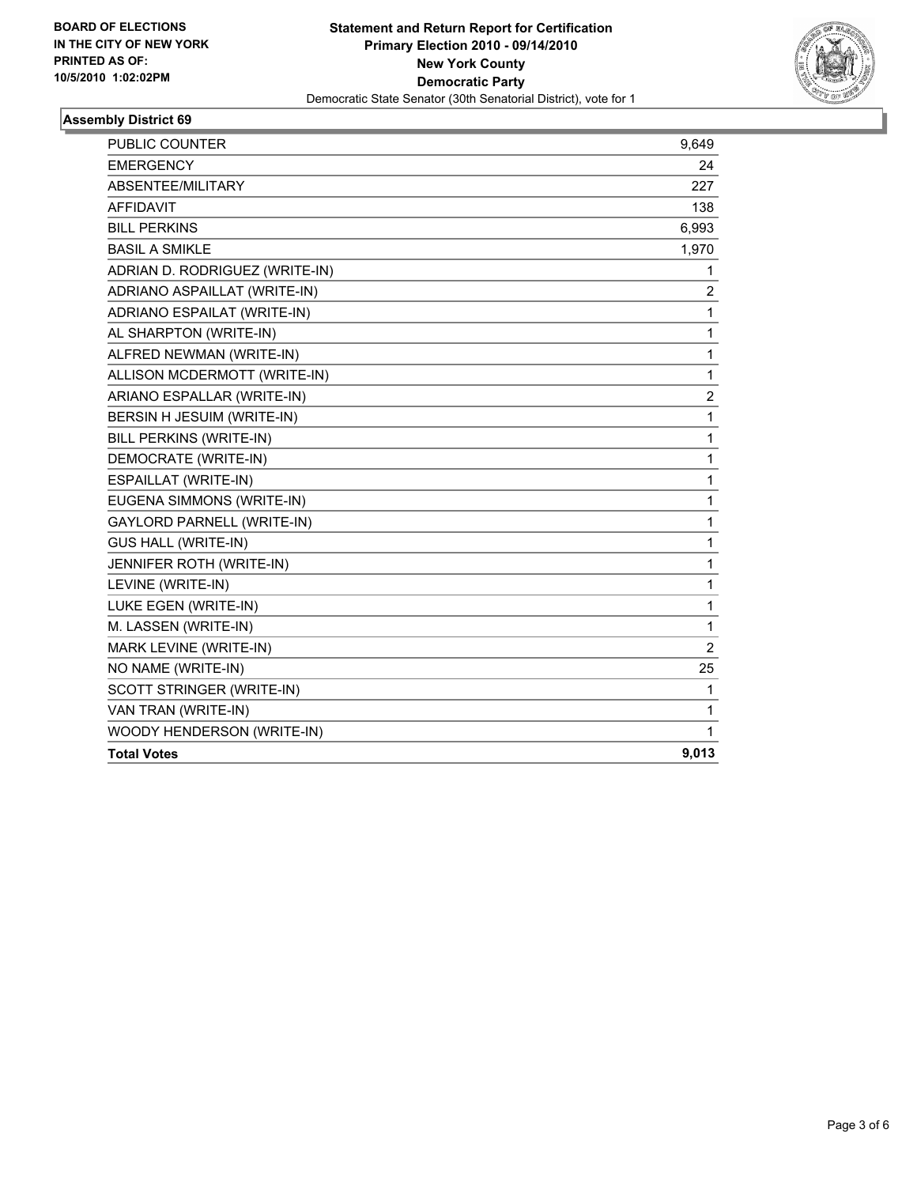**BOARD OF ELECTIONS**
**IN THE CITY OF NEW YORK**
**PRINTED AS OF:**
**10/5/2010 1:02:02PM**

**Statement and Return Report for Certification**
**Primary Election 2010 - 09/14/2010**
**New York County**
**Democratic Party**
Democratic State Senator (30th Senatorial District), vote for 1

### Assembly District 69

| | |
|---|---|
| PUBLIC COUNTER | 9,649 |
| EMERGENCY | 24 |
| ABSENTEE/MILITARY | 227 |
| AFFIDAVIT | 138 |
| BILL PERKINS | 6,993 |
| BASIL A SMIKLE | 1,970 |
| ADRIAN D. RODRIGUEZ (WRITE-IN) | 1 |
| ADRIANO ASPAILLAT (WRITE-IN) | 2 |
| ADRIANO ESPAILAT (WRITE-IN) | 1 |
| AL SHARPTON (WRITE-IN) | 1 |
| ALFRED NEWMAN (WRITE-IN) | 1 |
| ALLISON MCDERMOTT (WRITE-IN) | 1 |
| ARIANO ESPALLAR (WRITE-IN) | 2 |
| BERSIN H JESUIM (WRITE-IN) | 1 |
| BILL PERKINS (WRITE-IN) | 1 |
| DEMOCRATE (WRITE-IN) | 1 |
| ESPAILLAT (WRITE-IN) | 1 |
| EUGENA SIMMONS (WRITE-IN) | 1 |
| GAYLORD PARNELL (WRITE-IN) | 1 |
| GUS HALL (WRITE-IN) | 1 |
| JENNIFER ROTH (WRITE-IN) | 1 |
| LEVINE (WRITE-IN) | 1 |
| LUKE EGEN (WRITE-IN) | 1 |
| M. LASSEN (WRITE-IN) | 1 |
| MARK LEVINE (WRITE-IN) | 2 |
| NO NAME (WRITE-IN) | 25 |
| SCOTT STRINGER (WRITE-IN) | 1 |
| VAN TRAN (WRITE-IN) | 1 |
| WOODY HENDERSON (WRITE-IN) | 1 |
| **Total Votes** | **9,013** |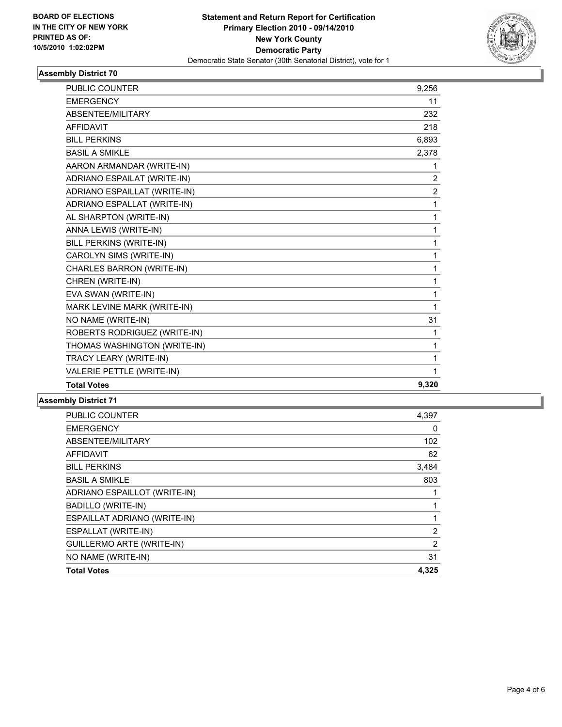BOARD OF ELECTIONS
IN THE CITY OF NEW YORK
PRINTED AS OF:
10/5/2010 1:02:02PM

**Statement and Return Report for Certification**
**Primary Election 2010 - 09/14/2010**
**New York County**
**Democratic Party**
Democratic State Senator (30th Senatorial District), vote for 1

### Assembly District 70

| | |
|---|---|
| PUBLIC COUNTER | 9,256 |
| EMERGENCY | 11 |
| ABSENTEE/MILITARY | 232 |
| AFFIDAVIT | 218 |
| BILL PERKINS | 6,893 |
| BASIL A SMIKLE | 2,378 |
| AARON ARMANDAR (WRITE-IN) | 1 |
| ADRIANO ESPAILAT (WRITE-IN) | 2 |
| ADRIANO ESPAILLAT (WRITE-IN) | 2 |
| ADRIANO ESPALLAT (WRITE-IN) | 1 |
| AL SHARPTON (WRITE-IN) | 1 |
| ANNA LEWIS (WRITE-IN) | 1 |
| BILL PERKINS (WRITE-IN) | 1 |
| CAROLYN SIMS (WRITE-IN) | 1 |
| CHARLES BARRON (WRITE-IN) | 1 |
| CHREN (WRITE-IN) | 1 |
| EVA SWAN (WRITE-IN) | 1 |
| MARK LEVINE MARK (WRITE-IN) | 1 |
| NO NAME (WRITE-IN) | 31 |
| ROBERTS RODRIGUEZ (WRITE-IN) | 1 |
| THOMAS WASHINGTON (WRITE-IN) | 1 |
| TRACY LEARY (WRITE-IN) | 1 |
| VALERIE PETTLE (WRITE-IN) | 1 |
| **Total Votes** | **9,320** |

### Assembly District 71

| | |
|---|---|
| PUBLIC COUNTER | 4,397 |
| EMERGENCY | 0 |
| ABSENTEE/MILITARY | 102 |
| AFFIDAVIT | 62 |
| BILL PERKINS | 3,484 |
| BASIL A SMIKLE | 803 |
| ADRIANO ESPAILLOT (WRITE-IN) | 1 |
| BADILLO (WRITE-IN) | 1 |
| ESPAILLAT ADRIANO (WRITE-IN) | 1 |
| ESPALLAT (WRITE-IN) | 2 |
| GUILLERMO ARTE (WRITE-IN) | 2 |
| NO NAME (WRITE-IN) | 31 |
| **Total Votes** | **4,325** |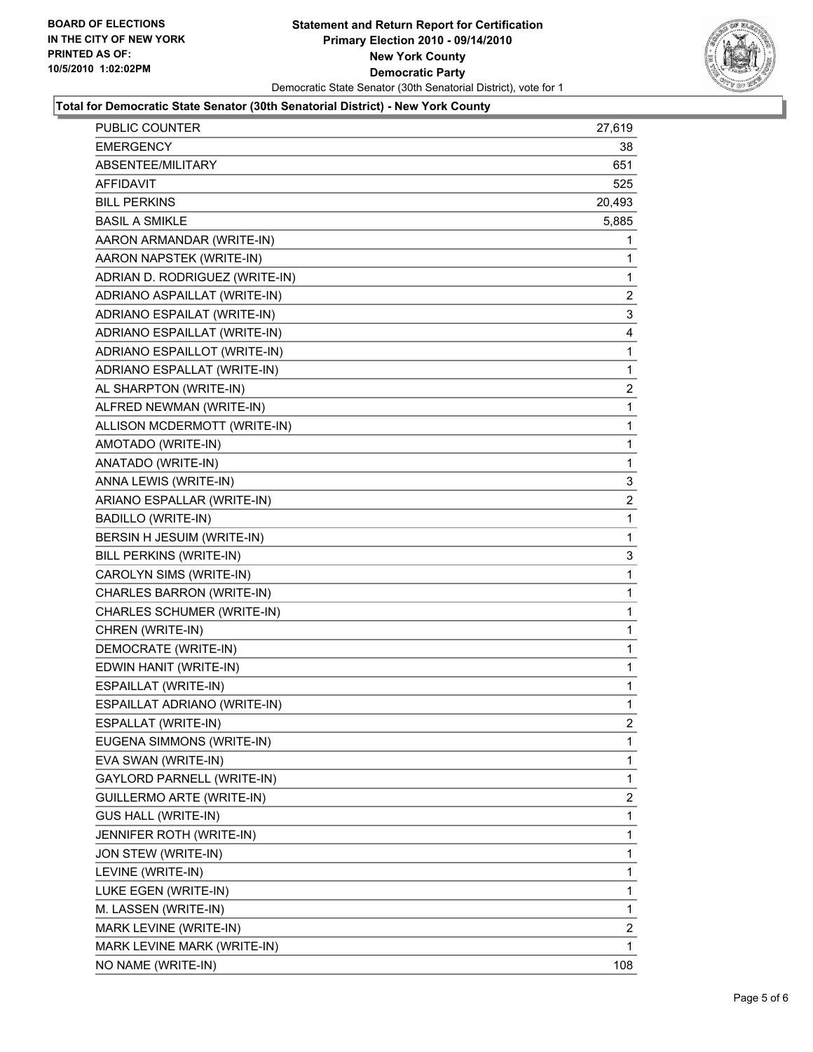BOARD OF ELECTIONS
IN THE CITY OF NEW YORK
PRINTED AS OF:
10/5/2010 1:02:02PM

**Statement and Return Report for Certification**
**Primary Election 2010 - 09/14/2010**
**New York County**
**Democratic Party**
Democratic State Senator (30th Senatorial District), vote for 1

### Total for Democratic State Senator (30th Senatorial District) - New York County

| | |
|---|---|
| PUBLIC COUNTER | 27,619 |
| EMERGENCY | 38 |
| ABSENTEE/MILITARY | 651 |
| AFFIDAVIT | 525 |
| BILL PERKINS | 20,493 |
| BASIL A SMIKLE | 5,885 |
| AARON ARMANDAR (WRITE-IN) | 1 |
| AARON NAPSTEK (WRITE-IN) | 1 |
| ADRIAN D. RODRIGUEZ (WRITE-IN) | 1 |
| ADRIANO ASPAILLAT (WRITE-IN) | 2 |
| ADRIANO ESPAILAT (WRITE-IN) | 3 |
| ADRIANO ESPAILLAT (WRITE-IN) | 4 |
| ADRIANO ESPAILLOT (WRITE-IN) | 1 |
| ADRIANO ESPALLAT (WRITE-IN) | 1 |
| AL SHARPTON (WRITE-IN) | 2 |
| ALFRED NEWMAN (WRITE-IN) | 1 |
| ALLISON MCDERMOTT (WRITE-IN) | 1 |
| AMOTADO (WRITE-IN) | 1 |
| ANATADO (WRITE-IN) | 1 |
| ANNA LEWIS (WRITE-IN) | 3 |
| ARIANO ESPALLAR (WRITE-IN) | 2 |
| BADILLO (WRITE-IN) | 1 |
| BERSIN H JESUIM (WRITE-IN) | 1 |
| BILL PERKINS (WRITE-IN) | 3 |
| CAROLYN SIMS (WRITE-IN) | 1 |
| CHARLES BARRON (WRITE-IN) | 1 |
| CHARLES SCHUMER (WRITE-IN) | 1 |
| CHREN (WRITE-IN) | 1 |
| DEMOCRATE (WRITE-IN) | 1 |
| EDWIN HANIT (WRITE-IN) | 1 |
| ESPAILLAT (WRITE-IN) | 1 |
| ESPAILLAT ADRIANO (WRITE-IN) | 1 |
| ESPALLAT (WRITE-IN) | 2 |
| EUGENA SIMMONS (WRITE-IN) | 1 |
| EVA SWAN (WRITE-IN) | 1 |
| GAYLORD PARNELL (WRITE-IN) | 1 |
| GUILLERMO ARTE (WRITE-IN) | 2 |
| GUS HALL (WRITE-IN) | 1 |
| JENNIFER ROTH (WRITE-IN) | 1 |
| JON STEW (WRITE-IN) | 1 |
| LEVINE (WRITE-IN) | 1 |
| LUKE EGEN (WRITE-IN) | 1 |
| M. LASSEN (WRITE-IN) | 1 |
| MARK LEVINE (WRITE-IN) | 2 |
| MARK LEVINE MARK (WRITE-IN) | 1 |
| NO NAME (WRITE-IN) | 108 |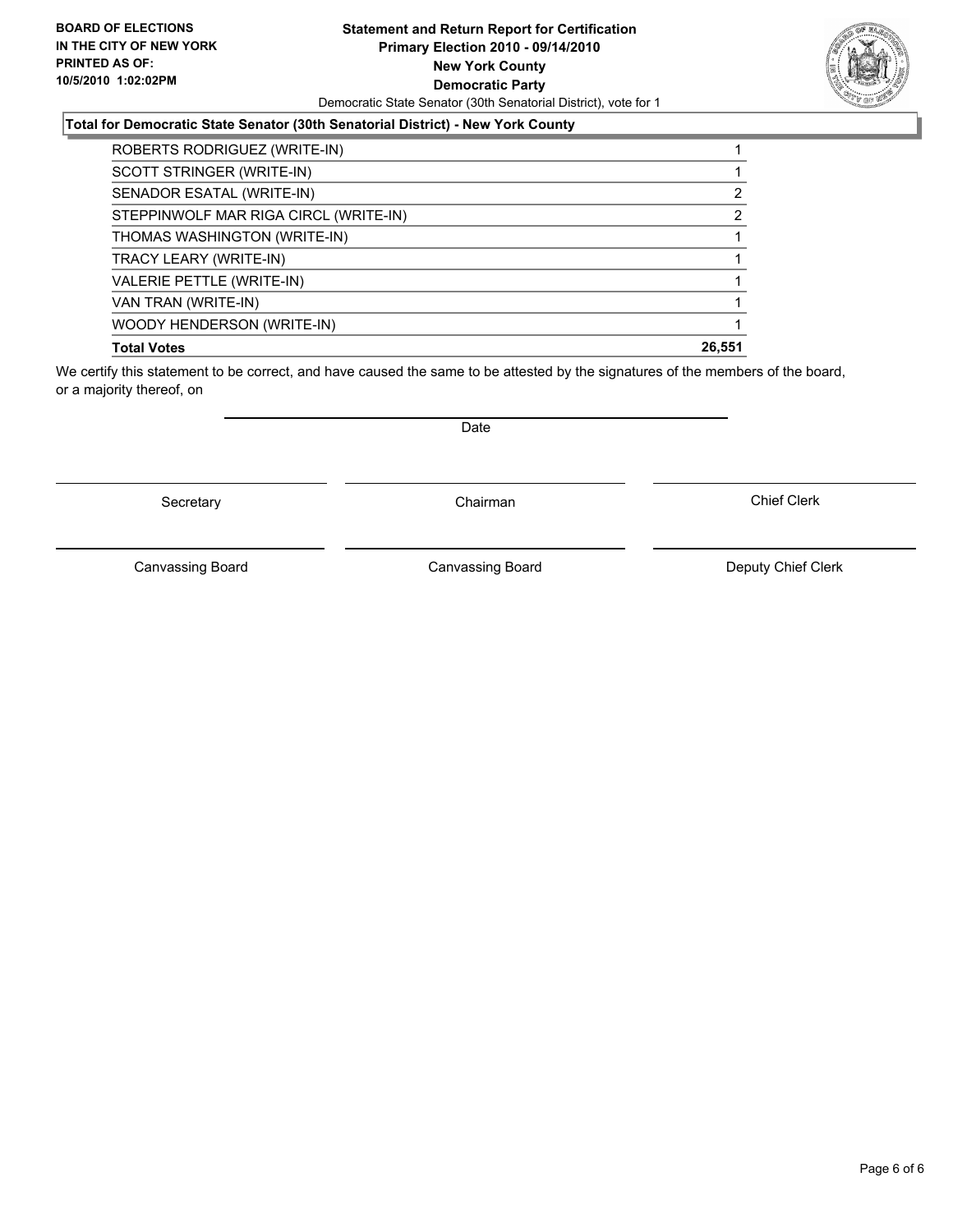**BOARD OF ELECTIONS IN THE CITY OF NEW YORK PRINTED AS OF: 10/5/2010 1:02:02PM**

**Statement and Return Report for Certification**
**Primary Election 2010 - 09/14/2010**
**New York County**
**Democratic Party**
Democratic State Senator (30th Senatorial District), vote for 1

### Total for Democratic State Senator (30th Senatorial District) - New York County

| | |
|---|---|
| ROBERTS RODRIGUEZ (WRITE-IN) | 1 |
| SCOTT STRINGER (WRITE-IN) | 1 |
| SENADOR ESATAL (WRITE-IN) | 2 |
| STEPPINWOLF MAR RIGA CIRCL (WRITE-IN) | 2 |
| THOMAS WASHINGTON (WRITE-IN) | 1 |
| TRACY LEARY (WRITE-IN) | 1 |
| VALERIE PETTLE (WRITE-IN) | 1 |
| VAN TRAN (WRITE-IN) | 1 |
| WOODY HENDERSON (WRITE-IN) | 1 |
| **Total Votes** | **26,551** |

We certify this statement to be correct, and have caused the same to be attested by the signatures of the members of the board, or a majority thereof, on

Date

Secretary

Chairman

Chief Clerk

Canvassing Board

Canvassing Board

Deputy Chief Clerk